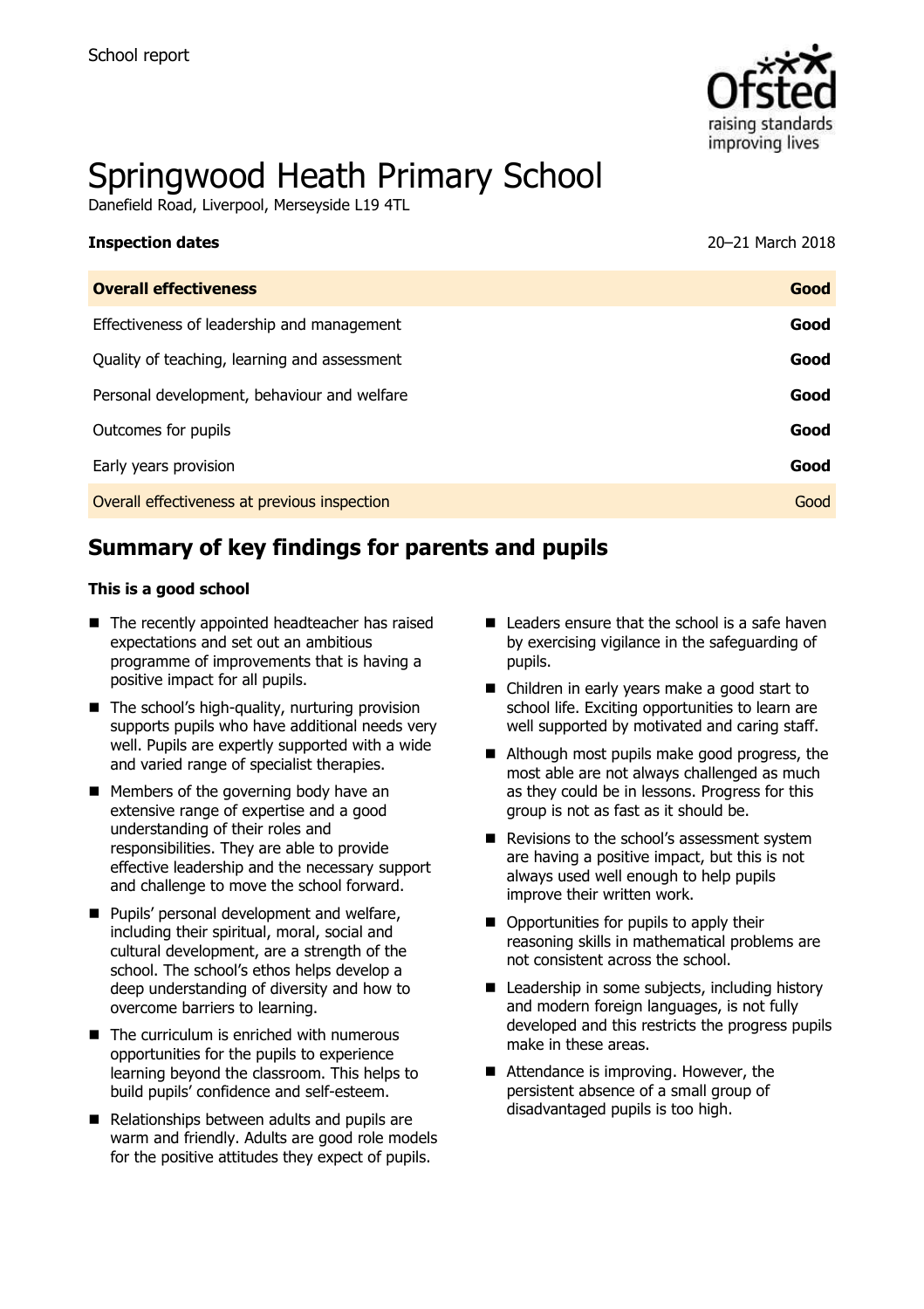School report

# Springwood Heath Primary School

Danefield Road, Liverpool, Merseyside L19 4TL

| **Inspection dates** | 20–21 March 2018 |
|---|---|
| **Overall effectiveness** | **Good** |
| Effectiveness of leadership and management | **Good** |
| Quality of teaching, learning and assessment | **Good** |
| Personal development, behaviour and welfare | **Good** |
| Outcomes for pupils | **Good** |
| Early years provision | **Good** |
| Overall effectiveness at previous inspection | Good |

## Summary of key findings for parents and pupils

**This is a good school**

- The recently appointed headteacher has raised expectations and set out an ambitious programme of improvements that is having a positive impact for all pupils.
- The school's high-quality, nurturing provision supports pupils who have additional needs very well. Pupils are expertly supported with a wide and varied range of specialist therapies.
- Members of the governing body have an extensive range of expertise and a good understanding of their roles and responsibilities. They are able to provide effective leadership and the necessary support and challenge to move the school forward.
- Pupils' personal development and welfare, including their spiritual, moral, social and cultural development, are a strength of the school. The school's ethos helps develop a deep understanding of diversity and how to overcome barriers to learning.
- The curriculum is enriched with numerous opportunities for the pupils to experience learning beyond the classroom. This helps to build pupils' confidence and self-esteem.
- Relationships between adults and pupils are warm and friendly. Adults are good role models for the positive attitudes they expect of pupils.
- Leaders ensure that the school is a safe haven by exercising vigilance in the safeguarding of pupils.
- Children in early years make a good start to school life. Exciting opportunities to learn are well supported by motivated and caring staff.
- Although most pupils make good progress, the most able are not always challenged as much as they could be in lessons. Progress for this group is not as fast as it should be.
- Revisions to the school's assessment system are having a positive impact, but this is not always used well enough to help pupils improve their written work.
- Opportunities for pupils to apply their reasoning skills in mathematical problems are not consistent across the school.
- Leadership in some subjects, including history and modern foreign languages, is not fully developed and this restricts the progress pupils make in these areas.
- Attendance is improving. However, the persistent absence of a small group of disadvantaged pupils is too high.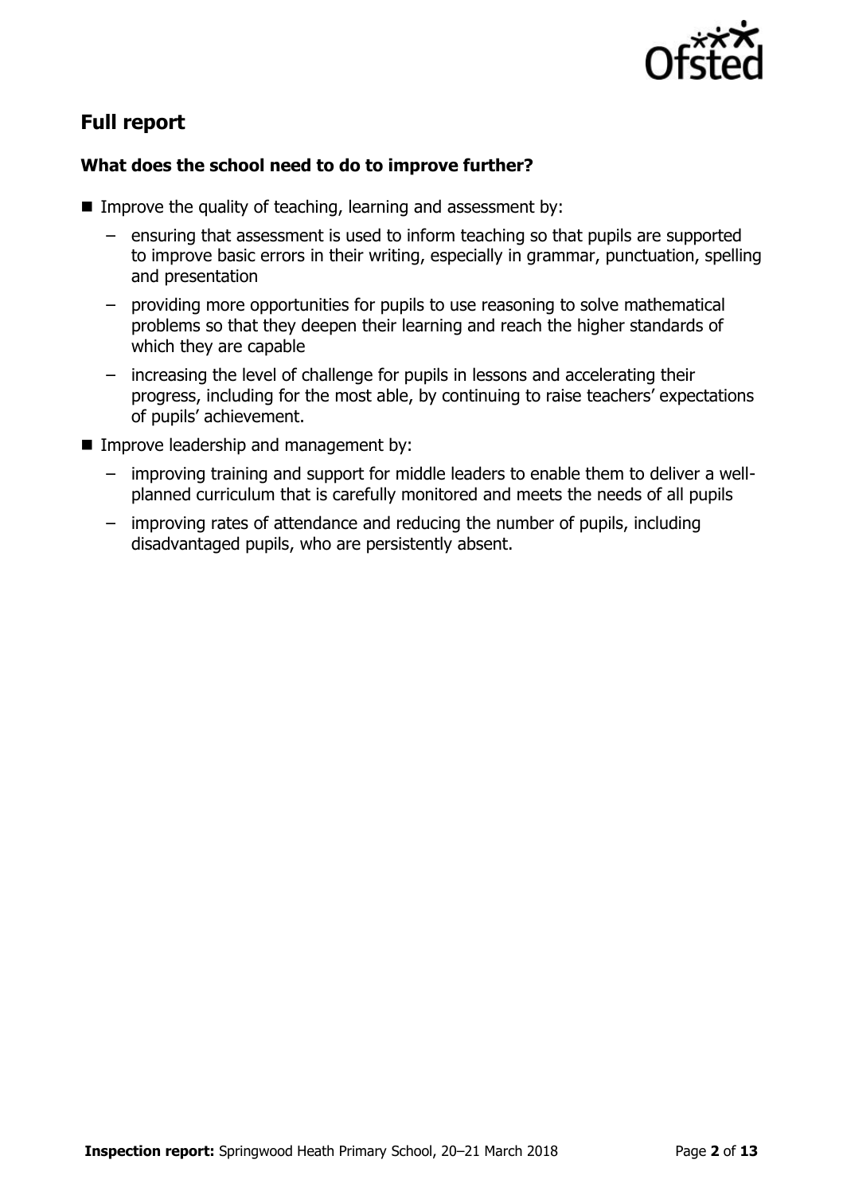## Full report

### What does the school need to do to improve further?

- Improve the quality of teaching, learning and assessment by:
  - ensuring that assessment is used to inform teaching so that pupils are supported to improve basic errors in their writing, especially in grammar, punctuation, spelling and presentation
  - providing more opportunities for pupils to use reasoning to solve mathematical problems so that they deepen their learning and reach the higher standards of which they are capable
  - increasing the level of challenge for pupils in lessons and accelerating their progress, including for the most able, by continuing to raise teachers' expectations of pupils' achievement.
- Improve leadership and management by:
  - improving training and support for middle leaders to enable them to deliver a well-planned curriculum that is carefully monitored and meets the needs of all pupils
  - improving rates of attendance and reducing the number of pupils, including disadvantaged pupils, who are persistently absent.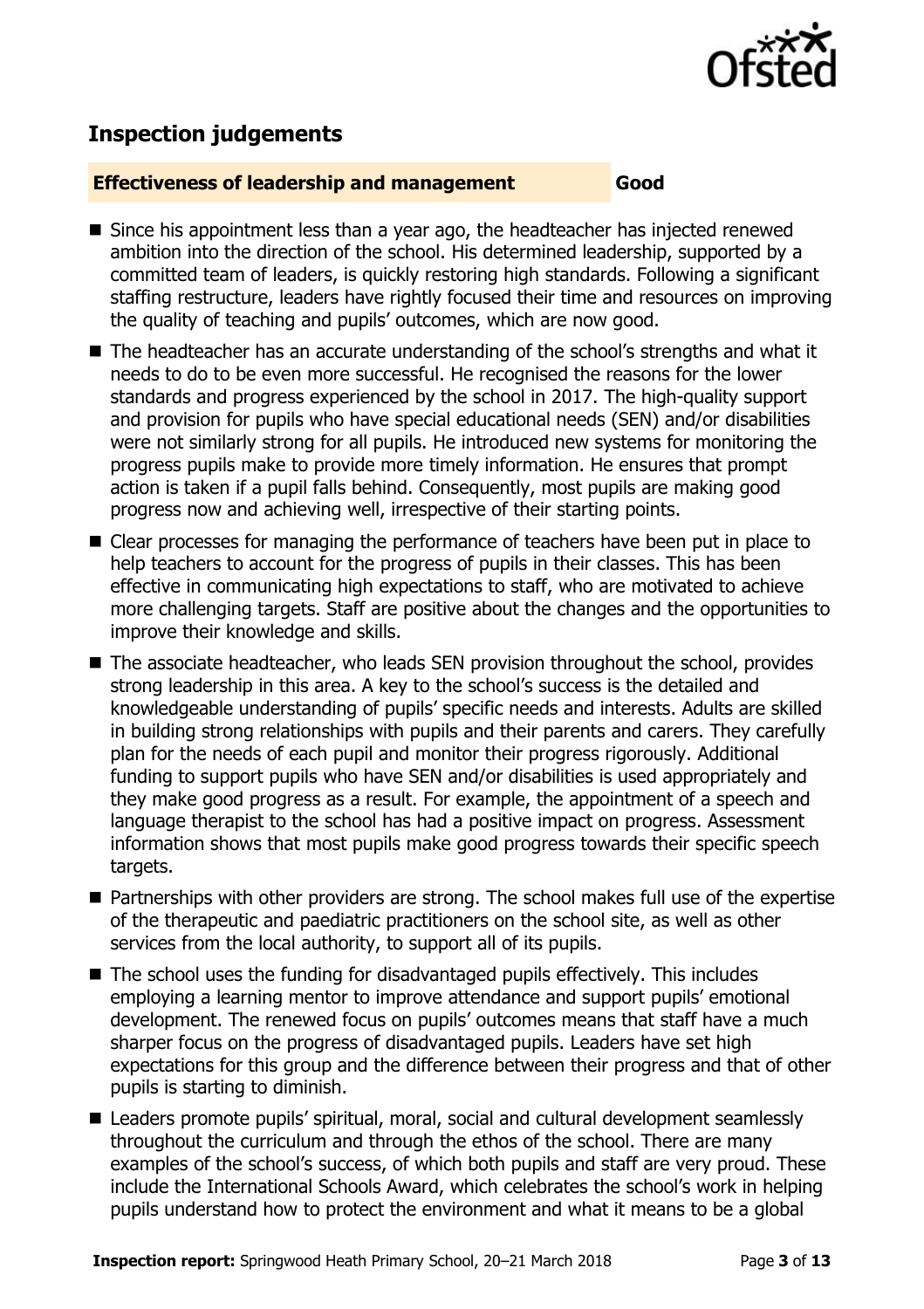## Inspection judgements

| Effectiveness of leadership and management | Good |
| --- | --- |

- Since his appointment less than a year ago, the headteacher has injected renewed ambition into the direction of the school. His determined leadership, supported by a committed team of leaders, is quickly restoring high standards. Following a significant staffing restructure, leaders have rightly focused their time and resources on improving the quality of teaching and pupils' outcomes, which are now good.
- The headteacher has an accurate understanding of the school's strengths and what it needs to do to be even more successful. He recognised the reasons for the lower standards and progress experienced by the school in 2017. The high-quality support and provision for pupils who have special educational needs (SEN) and/or disabilities were not similarly strong for all pupils. He introduced new systems for monitoring the progress pupils make to provide more timely information. He ensures that prompt action is taken if a pupil falls behind. Consequently, most pupils are making good progress now and achieving well, irrespective of their starting points.
- Clear processes for managing the performance of teachers have been put in place to help teachers to account for the progress of pupils in their classes. This has been effective in communicating high expectations to staff, who are motivated to achieve more challenging targets. Staff are positive about the changes and the opportunities to improve their knowledge and skills.
- The associate headteacher, who leads SEN provision throughout the school, provides strong leadership in this area. A key to the school's success is the detailed and knowledgeable understanding of pupils' specific needs and interests. Adults are skilled in building strong relationships with pupils and their parents and carers. They carefully plan for the needs of each pupil and monitor their progress rigorously. Additional funding to support pupils who have SEN and/or disabilities is used appropriately and they make good progress as a result. For example, the appointment of a speech and language therapist to the school has had a positive impact on progress. Assessment information shows that most pupils make good progress towards their specific speech targets.
- Partnerships with other providers are strong. The school makes full use of the expertise of the therapeutic and paediatric practitioners on the school site, as well as other services from the local authority, to support all of its pupils.
- The school uses the funding for disadvantaged pupils effectively. This includes employing a learning mentor to improve attendance and support pupils' emotional development. The renewed focus on pupils' outcomes means that staff have a much sharper focus on the progress of disadvantaged pupils. Leaders have set high expectations for this group and the difference between their progress and that of other pupils is starting to diminish.
- Leaders promote pupils' spiritual, moral, social and cultural development seamlessly throughout the curriculum and through the ethos of the school. There are many examples of the school's success, of which both pupils and staff are very proud. These include the International Schools Award, which celebrates the school's work in helping pupils understand how to protect the environment and what it means to be a global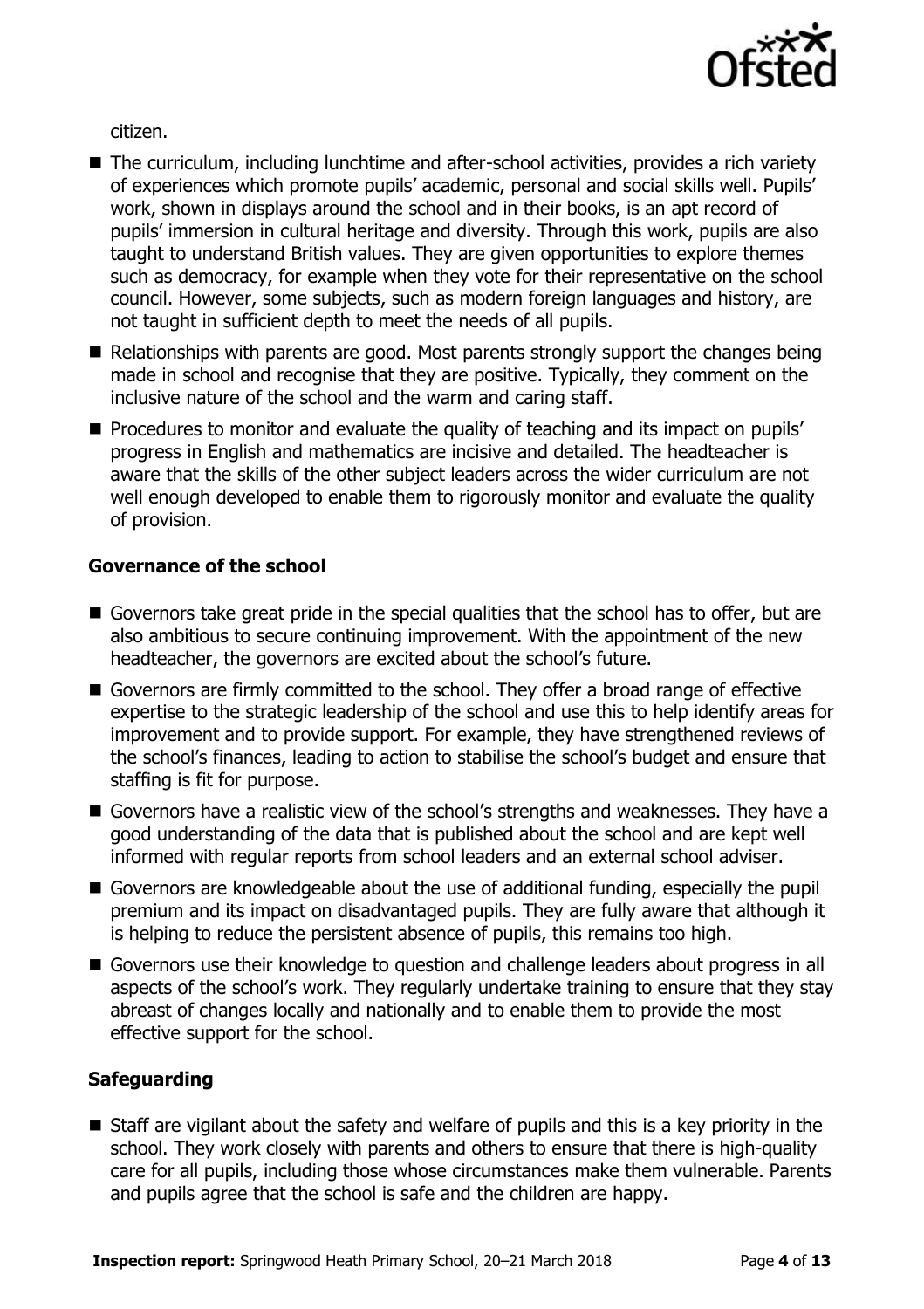citizen.

- The curriculum, including lunchtime and after-school activities, provides a rich variety of experiences which promote pupils' academic, personal and social skills well. Pupils' work, shown in displays around the school and in their books, is an apt record of pupils' immersion in cultural heritage and diversity. Through this work, pupils are also taught to understand British values. They are given opportunities to explore themes such as democracy, for example when they vote for their representative on the school council. However, some subjects, such as modern foreign languages and history, are not taught in sufficient depth to meet the needs of all pupils.
- Relationships with parents are good. Most parents strongly support the changes being made in school and recognise that they are positive. Typically, they comment on the inclusive nature of the school and the warm and caring staff.
- Procedures to monitor and evaluate the quality of teaching and its impact on pupils' progress in English and mathematics are incisive and detailed. The headteacher is aware that the skills of the other subject leaders across the wider curriculum are not well enough developed to enable them to rigorously monitor and evaluate the quality of provision.

### Governance of the school

- Governors take great pride in the special qualities that the school has to offer, but are also ambitious to secure continuing improvement. With the appointment of the new headteacher, the governors are excited about the school's future.
- Governors are firmly committed to the school. They offer a broad range of effective expertise to the strategic leadership of the school and use this to help identify areas for improvement and to provide support. For example, they have strengthened reviews of the school's finances, leading to action to stabilise the school's budget and ensure that staffing is fit for purpose.
- Governors have a realistic view of the school's strengths and weaknesses. They have a good understanding of the data that is published about the school and are kept well informed with regular reports from school leaders and an external school adviser.
- Governors are knowledgeable about the use of additional funding, especially the pupil premium and its impact on disadvantaged pupils. They are fully aware that although it is helping to reduce the persistent absence of pupils, this remains too high.
- Governors use their knowledge to question and challenge leaders about progress in all aspects of the school's work. They regularly undertake training to ensure that they stay abreast of changes locally and nationally and to enable them to provide the most effective support for the school.

### Safeguarding

- Staff are vigilant about the safety and welfare of pupils and this is a key priority in the school. They work closely with parents and others to ensure that there is high-quality care for all pupils, including those whose circumstances make them vulnerable. Parents and pupils agree that the school is safe and the children are happy.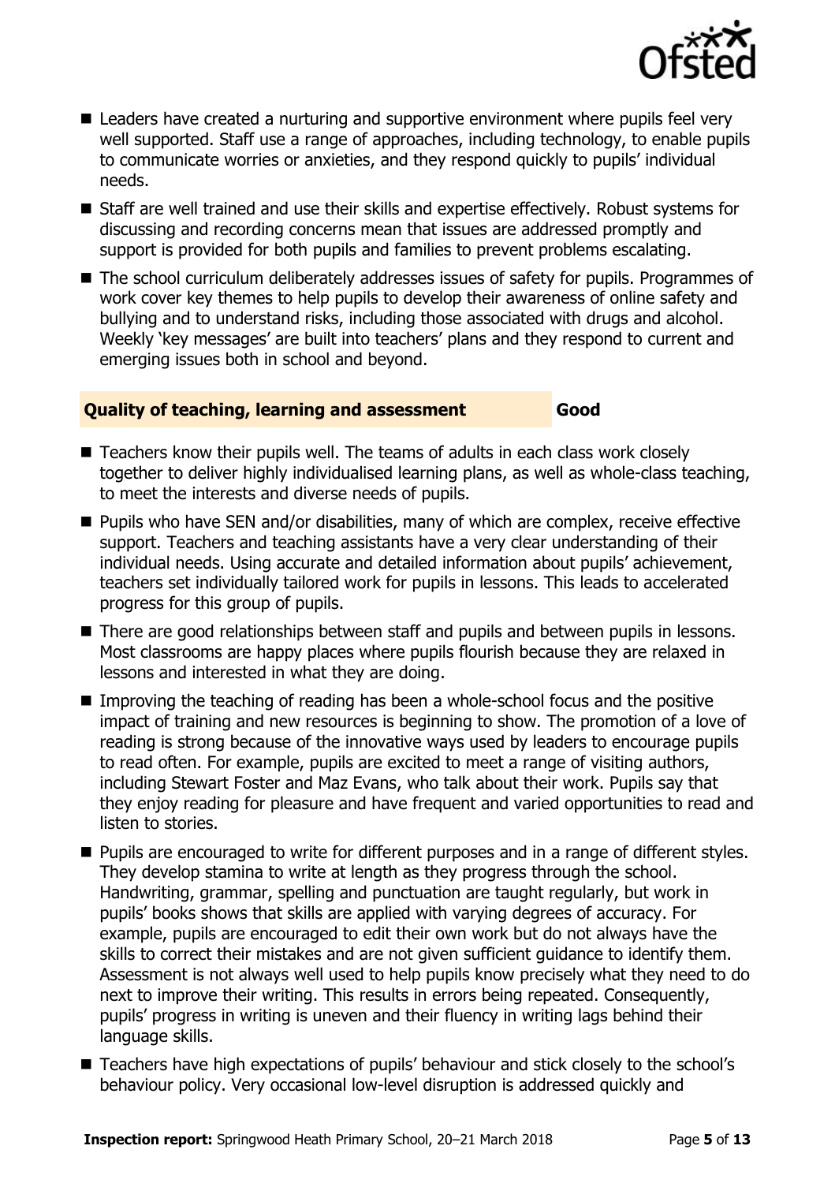- Leaders have created a nurturing and supportive environment where pupils feel very well supported. Staff use a range of approaches, including technology, to enable pupils to communicate worries or anxieties, and they respond quickly to pupils' individual needs.
- Staff are well trained and use their skills and expertise effectively. Robust systems for discussing and recording concerns mean that issues are addressed promptly and support is provided for both pupils and families to prevent problems escalating.
- The school curriculum deliberately addresses issues of safety for pupils. Programmes of work cover key themes to help pupils to develop their awareness of online safety and bullying and to understand risks, including those associated with drugs and alcohol. Weekly 'key messages' are built into teachers' plans and they respond to current and emerging issues both in school and beyond.

### Quality of teaching, learning and assessment — Good

- Teachers know their pupils well. The teams of adults in each class work closely together to deliver highly individualised learning plans, as well as whole-class teaching, to meet the interests and diverse needs of pupils.
- Pupils who have SEN and/or disabilities, many of which are complex, receive effective support. Teachers and teaching assistants have a very clear understanding of their individual needs. Using accurate and detailed information about pupils' achievement, teachers set individually tailored work for pupils in lessons. This leads to accelerated progress for this group of pupils.
- There are good relationships between staff and pupils and between pupils in lessons. Most classrooms are happy places where pupils flourish because they are relaxed in lessons and interested in what they are doing.
- Improving the teaching of reading has been a whole-school focus and the positive impact of training and new resources is beginning to show. The promotion of a love of reading is strong because of the innovative ways used by leaders to encourage pupils to read often. For example, pupils are excited to meet a range of visiting authors, including Stewart Foster and Maz Evans, who talk about their work. Pupils say that they enjoy reading for pleasure and have frequent and varied opportunities to read and listen to stories.
- Pupils are encouraged to write for different purposes and in a range of different styles. They develop stamina to write at length as they progress through the school. Handwriting, grammar, spelling and punctuation are taught regularly, but work in pupils' books shows that skills are applied with varying degrees of accuracy. For example, pupils are encouraged to edit their own work but do not always have the skills to correct their mistakes and are not given sufficient guidance to identify them. Assessment is not always well used to help pupils know precisely what they need to do next to improve their writing. This results in errors being repeated. Consequently, pupils' progress in writing is uneven and their fluency in writing lags behind their language skills.
- Teachers have high expectations of pupils' behaviour and stick closely to the school's behaviour policy. Very occasional low-level disruption is addressed quickly and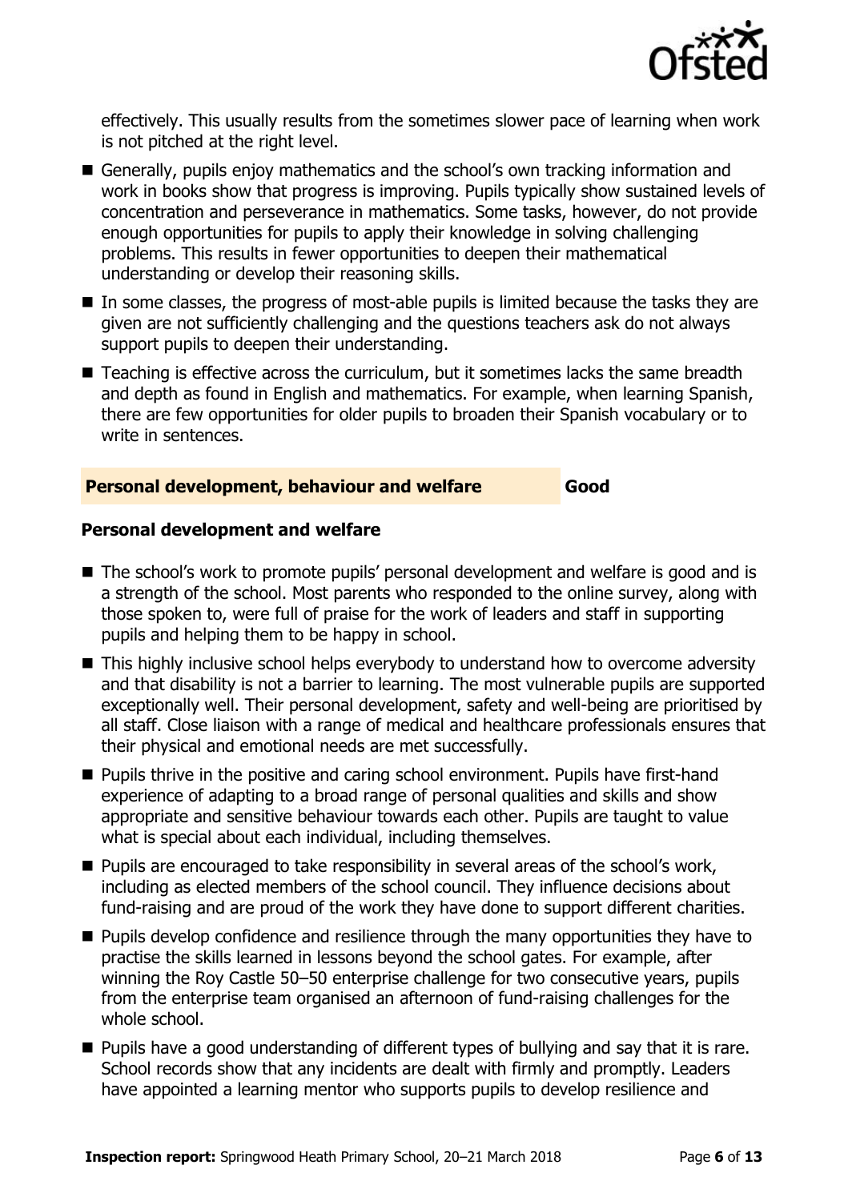effectively. This usually results from the sometimes slower pace of learning when work is not pitched at the right level.

- Generally, pupils enjoy mathematics and the school's own tracking information and work in books show that progress is improving. Pupils typically show sustained levels of concentration and perseverance in mathematics. Some tasks, however, do not provide enough opportunities for pupils to apply their knowledge in solving challenging problems. This results in fewer opportunities to deepen their mathematical understanding or develop their reasoning skills.
- In some classes, the progress of most-able pupils is limited because the tasks they are given are not sufficiently challenging and the questions teachers ask do not always support pupils to deepen their understanding.
- Teaching is effective across the curriculum, but it sometimes lacks the same breadth and depth as found in English and mathematics. For example, when learning Spanish, there are few opportunities for older pupils to broaden their Spanish vocabulary or to write in sentences.

## Personal development, behaviour and welfare — Good

### Personal development and welfare

- The school's work to promote pupils' personal development and welfare is good and is a strength of the school. Most parents who responded to the online survey, along with those spoken to, were full of praise for the work of leaders and staff in supporting pupils and helping them to be happy in school.
- This highly inclusive school helps everybody to understand how to overcome adversity and that disability is not a barrier to learning. The most vulnerable pupils are supported exceptionally well. Their personal development, safety and well-being are prioritised by all staff. Close liaison with a range of medical and healthcare professionals ensures that their physical and emotional needs are met successfully.
- Pupils thrive in the positive and caring school environment. Pupils have first-hand experience of adapting to a broad range of personal qualities and skills and show appropriate and sensitive behaviour towards each other. Pupils are taught to value what is special about each individual, including themselves.
- Pupils are encouraged to take responsibility in several areas of the school's work, including as elected members of the school council. They influence decisions about fund-raising and are proud of the work they have done to support different charities.
- Pupils develop confidence and resilience through the many opportunities they have to practise the skills learned in lessons beyond the school gates. For example, after winning the Roy Castle 50–50 enterprise challenge for two consecutive years, pupils from the enterprise team organised an afternoon of fund-raising challenges for the whole school.
- Pupils have a good understanding of different types of bullying and say that it is rare. School records show that any incidents are dealt with firmly and promptly. Leaders have appointed a learning mentor who supports pupils to develop resilience and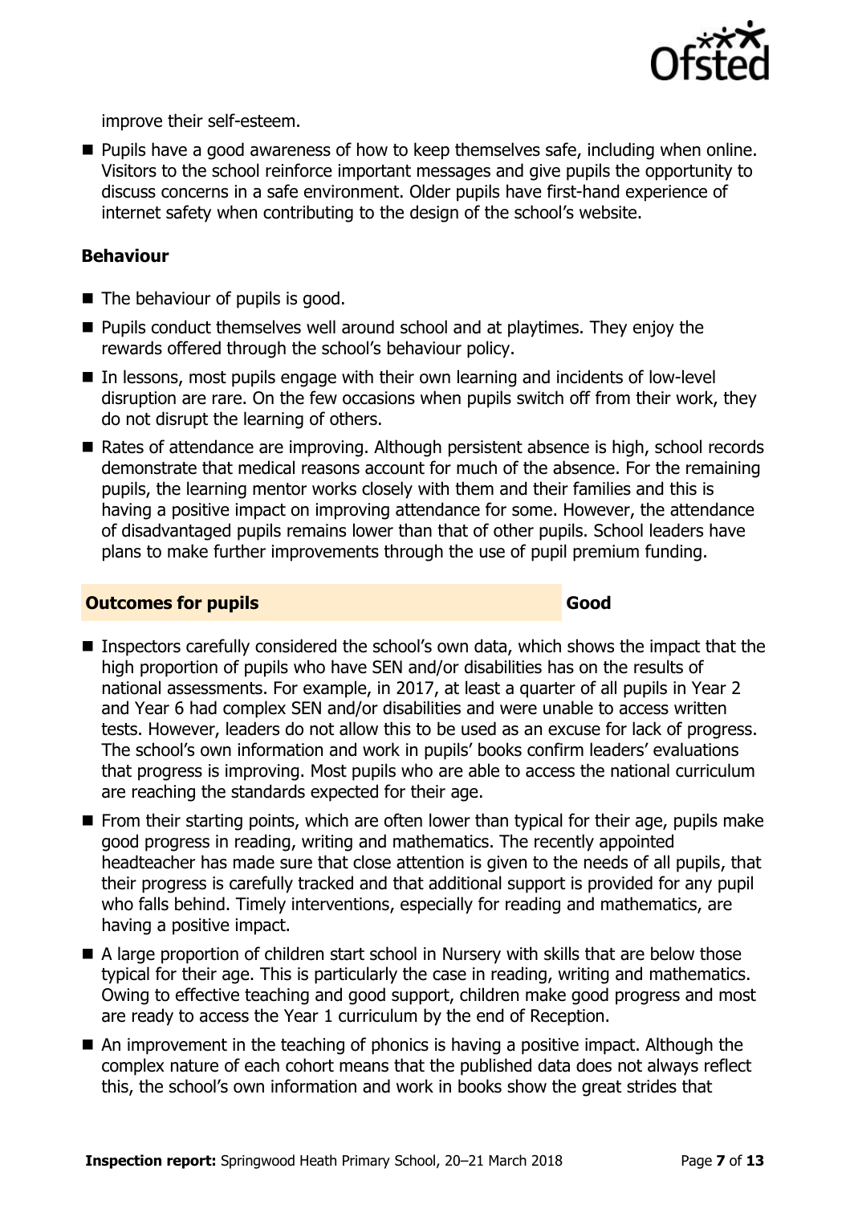improve their self-esteem.

- Pupils have a good awareness of how to keep themselves safe, including when online. Visitors to the school reinforce important messages and give pupils the opportunity to discuss concerns in a safe environment. Older pupils have first-hand experience of internet safety when contributing to the design of the school's website.

### Behaviour

- The behaviour of pupils is good.
- Pupils conduct themselves well around school and at playtimes. They enjoy the rewards offered through the school's behaviour policy.
- In lessons, most pupils engage with their own learning and incidents of low-level disruption are rare. On the few occasions when pupils switch off from their work, they do not disrupt the learning of others.
- Rates of attendance are improving. Although persistent absence is high, school records demonstrate that medical reasons account for much of the absence. For the remaining pupils, the learning mentor works closely with them and their families and this is having a positive impact on improving attendance for some. However, the attendance of disadvantaged pupils remains lower than that of other pupils. School leaders have plans to make further improvements through the use of pupil premium funding.

## Outcomes for pupils — Good

- Inspectors carefully considered the school's own data, which shows the impact that the high proportion of pupils who have SEN and/or disabilities has on the results of national assessments. For example, in 2017, at least a quarter of all pupils in Year 2 and Year 6 had complex SEN and/or disabilities and were unable to access written tests. However, leaders do not allow this to be used as an excuse for lack of progress. The school's own information and work in pupils' books confirm leaders' evaluations that progress is improving. Most pupils who are able to access the national curriculum are reaching the standards expected for their age.
- From their starting points, which are often lower than typical for their age, pupils make good progress in reading, writing and mathematics. The recently appointed headteacher has made sure that close attention is given to the needs of all pupils, that their progress is carefully tracked and that additional support is provided for any pupil who falls behind. Timely interventions, especially for reading and mathematics, are having a positive impact.
- A large proportion of children start school in Nursery with skills that are below those typical for their age. This is particularly the case in reading, writing and mathematics. Owing to effective teaching and good support, children make good progress and most are ready to access the Year 1 curriculum by the end of Reception.
- An improvement in the teaching of phonics is having a positive impact. Although the complex nature of each cohort means that the published data does not always reflect this, the school's own information and work in books show the great strides that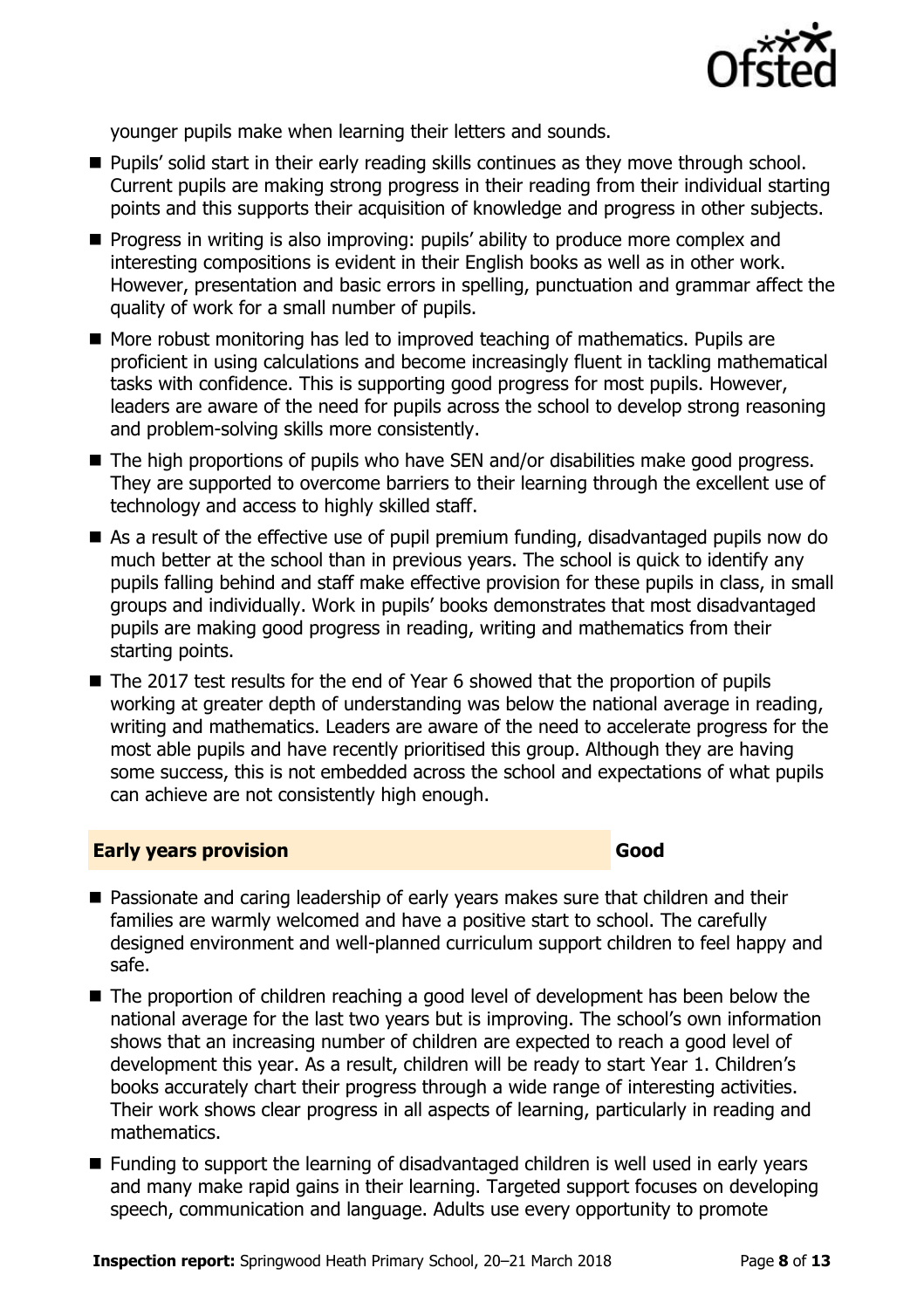younger pupils make when learning their letters and sounds.

- Pupils' solid start in their early reading skills continues as they move through school. Current pupils are making strong progress in their reading from their individual starting points and this supports their acquisition of knowledge and progress in other subjects.
- Progress in writing is also improving: pupils' ability to produce more complex and interesting compositions is evident in their English books as well as in other work. However, presentation and basic errors in spelling, punctuation and grammar affect the quality of work for a small number of pupils.
- More robust monitoring has led to improved teaching of mathematics. Pupils are proficient in using calculations and become increasingly fluent in tackling mathematical tasks with confidence. This is supporting good progress for most pupils. However, leaders are aware of the need for pupils across the school to develop strong reasoning and problem-solving skills more consistently.
- The high proportions of pupils who have SEN and/or disabilities make good progress. They are supported to overcome barriers to their learning through the excellent use of technology and access to highly skilled staff.
- As a result of the effective use of pupil premium funding, disadvantaged pupils now do much better at the school than in previous years. The school is quick to identify any pupils falling behind and staff make effective provision for these pupils in class, in small groups and individually. Work in pupils' books demonstrates that most disadvantaged pupils are making good progress in reading, writing and mathematics from their starting points.
- The 2017 test results for the end of Year 6 showed that the proportion of pupils working at greater depth of understanding was below the national average in reading, writing and mathematics. Leaders are aware of the need to accelerate progress for the most able pupils and have recently prioritised this group. Although they are having some success, this is not embedded across the school and expectations of what pupils can achieve are not consistently high enough.

## Early years provision — Good

- Passionate and caring leadership of early years makes sure that children and their families are warmly welcomed and have a positive start to school. The carefully designed environment and well-planned curriculum support children to feel happy and safe.
- The proportion of children reaching a good level of development has been below the national average for the last two years but is improving. The school's own information shows that an increasing number of children are expected to reach a good level of development this year. As a result, children will be ready to start Year 1. Children's books accurately chart their progress through a wide range of interesting activities. Their work shows clear progress in all aspects of learning, particularly in reading and mathematics.
- Funding to support the learning of disadvantaged children is well used in early years and many make rapid gains in their learning. Targeted support focuses on developing speech, communication and language. Adults use every opportunity to promote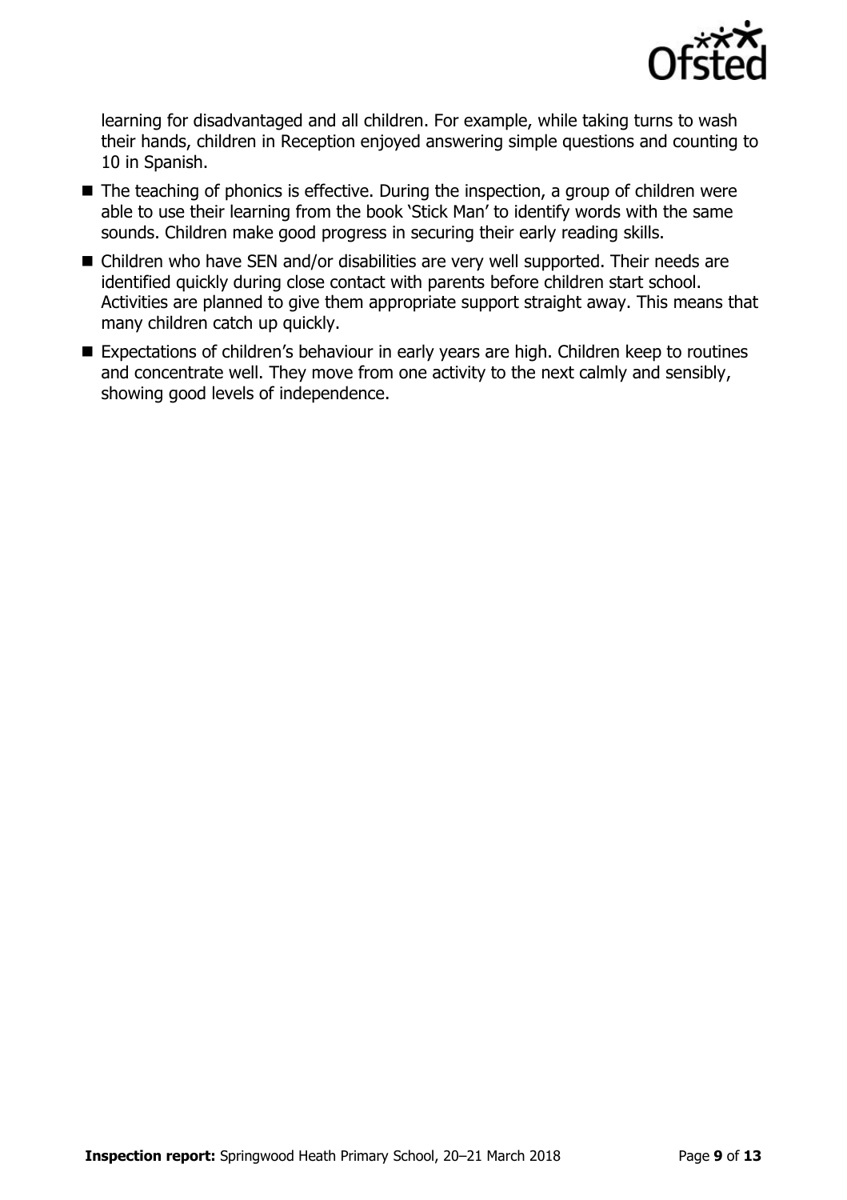learning for disadvantaged and all children. For example, while taking turns to wash their hands, children in Reception enjoyed answering simple questions and counting to 10 in Spanish.

- The teaching of phonics is effective. During the inspection, a group of children were able to use their learning from the book 'Stick Man' to identify words with the same sounds. Children make good progress in securing their early reading skills.
- Children who have SEN and/or disabilities are very well supported. Their needs are identified quickly during close contact with parents before children start school. Activities are planned to give them appropriate support straight away. This means that many children catch up quickly.
- Expectations of children's behaviour in early years are high. Children keep to routines and concentrate well. They move from one activity to the next calmly and sensibly, showing good levels of independence.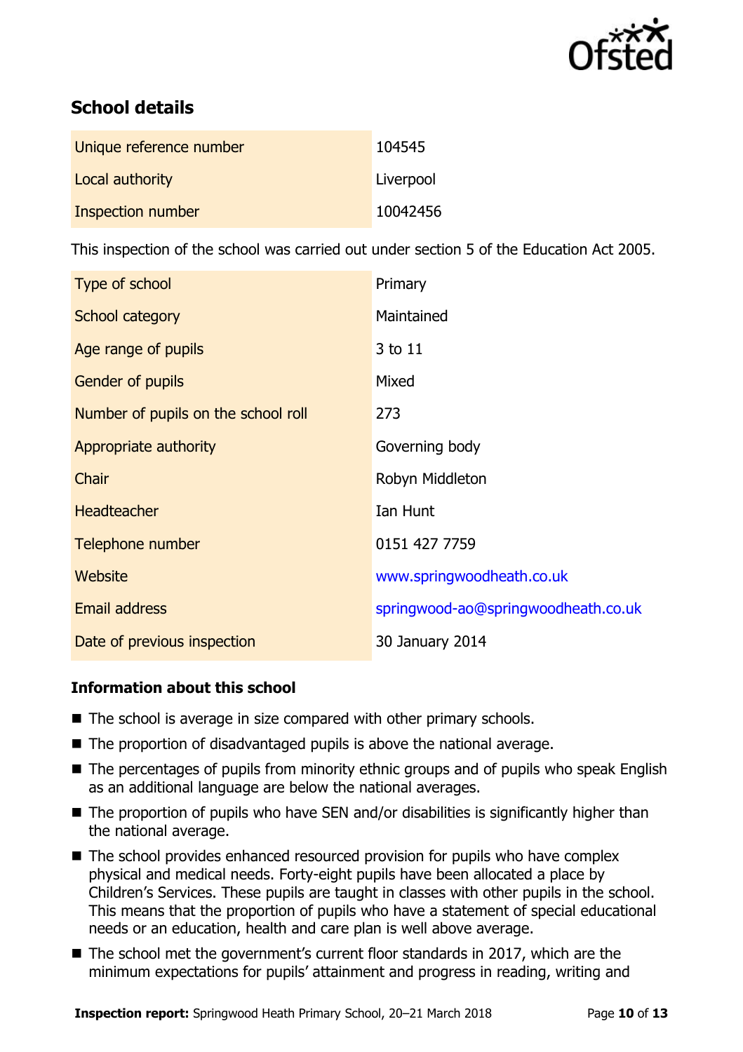## School details

| | |
|---|---|
| Unique reference number | 104545 |
| Local authority | Liverpool |
| Inspection number | 10042456 |

This inspection of the school was carried out under section 5 of the Education Act 2005.

| | |
|---|---|
| Type of school | Primary |
| School category | Maintained |
| Age range of pupils | 3 to 11 |
| Gender of pupils | Mixed |
| Number of pupils on the school roll | 273 |
| Appropriate authority | Governing body |
| Chair | Robyn Middleton |
| Headteacher | Ian Hunt |
| Telephone number | 0151 427 7759 |
| Website | www.springwoodheath.co.uk |
| Email address | springwood-ao@springwoodheath.co.uk |
| Date of previous inspection | 30 January 2014 |

### Information about this school

- The school is average in size compared with other primary schools.
- The proportion of disadvantaged pupils is above the national average.
- The percentages of pupils from minority ethnic groups and of pupils who speak English as an additional language are below the national averages.
- The proportion of pupils who have SEN and/or disabilities is significantly higher than the national average.
- The school provides enhanced resourced provision for pupils who have complex physical and medical needs. Forty-eight pupils have been allocated a place by Children's Services. These pupils are taught in classes with other pupils in the school. This means that the proportion of pupils who have a statement of special educational needs or an education, health and care plan is well above average.
- The school met the government's current floor standards in 2017, which are the minimum expectations for pupils' attainment and progress in reading, writing and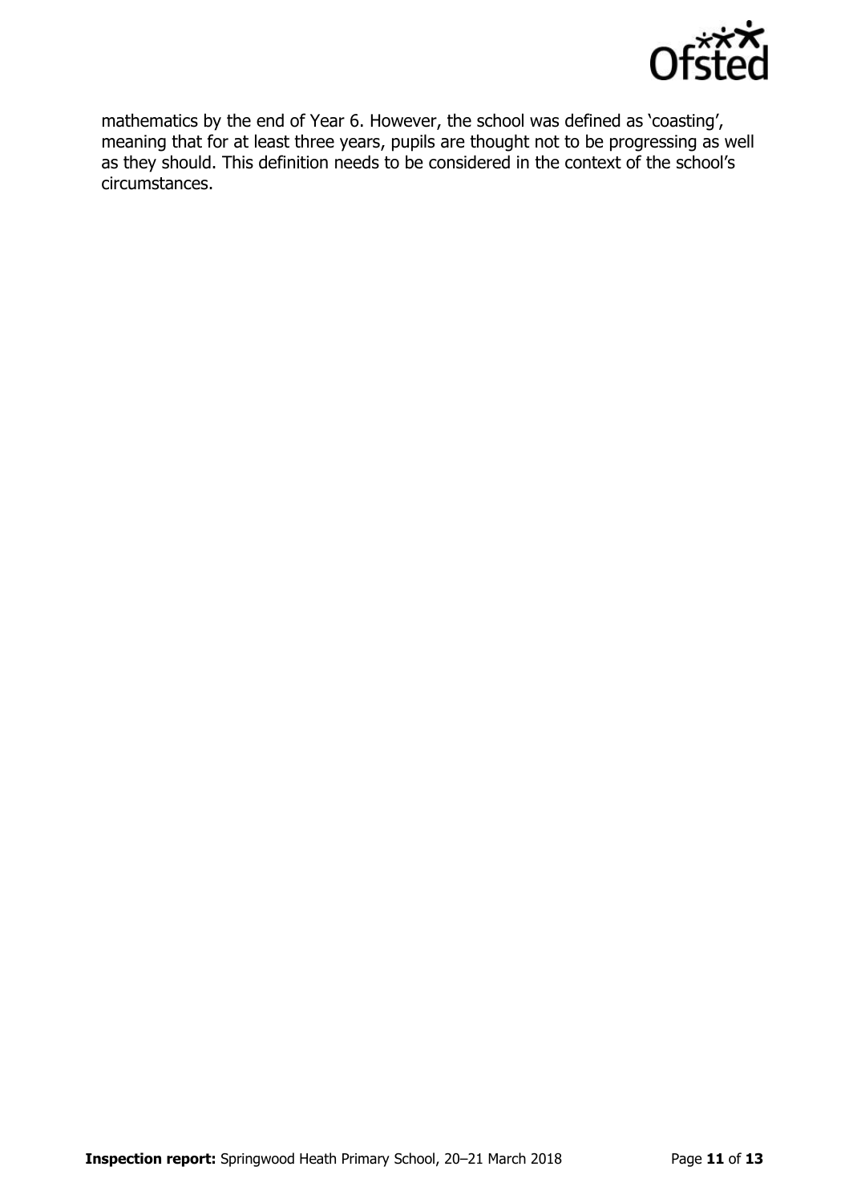mathematics by the end of Year 6. However, the school was defined as 'coasting', meaning that for at least three years, pupils are thought not to be progressing as well as they should. This definition needs to be considered in the context of the school's circumstances.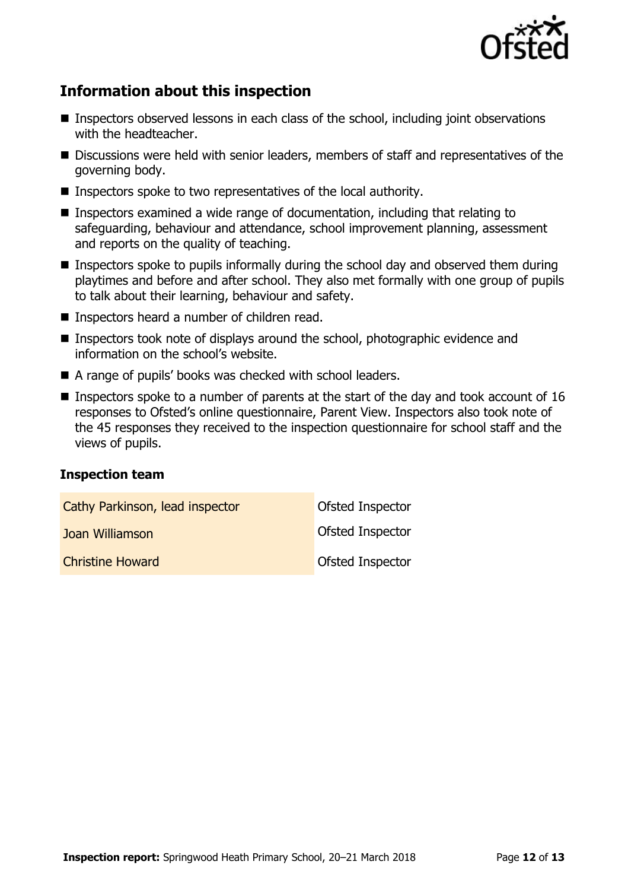## Information about this inspection

- Inspectors observed lessons in each class of the school, including joint observations with the headteacher.
- Discussions were held with senior leaders, members of staff and representatives of the governing body.
- Inspectors spoke to two representatives of the local authority.
- Inspectors examined a wide range of documentation, including that relating to safeguarding, behaviour and attendance, school improvement planning, assessment and reports on the quality of teaching.
- Inspectors spoke to pupils informally during the school day and observed them during playtimes and before and after school. They also met formally with one group of pupils to talk about their learning, behaviour and safety.
- Inspectors heard a number of children read.
- Inspectors took note of displays around the school, photographic evidence and information on the school's website.
- A range of pupils' books was checked with school leaders.
- Inspectors spoke to a number of parents at the start of the day and took account of 16 responses to Ofsted's online questionnaire, Parent View. Inspectors also took note of the 45 responses they received to the inspection questionnaire for school staff and the views of pupils.

### Inspection team

| | |
|---|---|
| Cathy Parkinson, lead inspector | Ofsted Inspector |
| Joan Williamson | Ofsted Inspector |
| Christine Howard | Ofsted Inspector |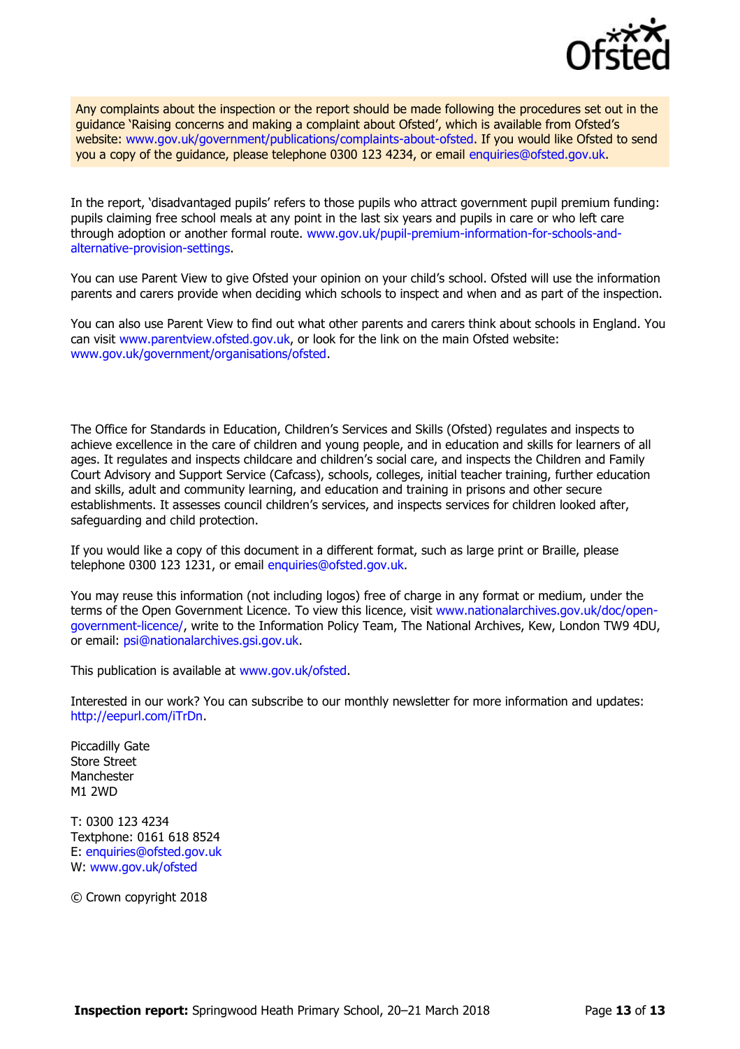Any complaints about the inspection or the report should be made following the procedures set out in the guidance 'Raising concerns and making a complaint about Ofsted', which is available from Ofsted's website: www.gov.uk/government/publications/complaints-about-ofsted. If you would like Ofsted to send you a copy of the guidance, please telephone 0300 123 4234, or email enquiries@ofsted.gov.uk.

In the report, 'disadvantaged pupils' refers to those pupils who attract government pupil premium funding: pupils claiming free school meals at any point in the last six years and pupils in care or who left care through adoption or another formal route. www.gov.uk/pupil-premium-information-for-schools-and-alternative-provision-settings.

You can use Parent View to give Ofsted your opinion on your child's school. Ofsted will use the information parents and carers provide when deciding which schools to inspect and when and as part of the inspection.

You can also use Parent View to find out what other parents and carers think about schools in England. You can visit www.parentview.ofsted.gov.uk, or look for the link on the main Ofsted website: www.gov.uk/government/organisations/ofsted.

The Office for Standards in Education, Children's Services and Skills (Ofsted) regulates and inspects to achieve excellence in the care of children and young people, and in education and skills for learners of all ages. It regulates and inspects childcare and children's social care, and inspects the Children and Family Court Advisory and Support Service (Cafcass), schools, colleges, initial teacher training, further education and skills, adult and community learning, and education and training in prisons and other secure establishments. It assesses council children's services, and inspects services for children looked after, safeguarding and child protection.

If you would like a copy of this document in a different format, such as large print or Braille, please telephone 0300 123 1231, or email enquiries@ofsted.gov.uk.

You may reuse this information (not including logos) free of charge in any format or medium, under the terms of the Open Government Licence. To view this licence, visit www.nationalarchives.gov.uk/doc/open-government-licence/, write to the Information Policy Team, The National Archives, Kew, London TW9 4DU, or email: psi@nationalarchives.gsi.gov.uk.

This publication is available at www.gov.uk/ofsted.

Interested in our work? You can subscribe to our monthly newsletter for more information and updates: http://eepurl.com/iTrDn.

Piccadilly Gate
Store Street
Manchester
M1 2WD

T: 0300 123 4234
Textphone: 0161 618 8524
E: enquiries@ofsted.gov.uk
W: www.gov.uk/ofsted

© Crown copyright 2018